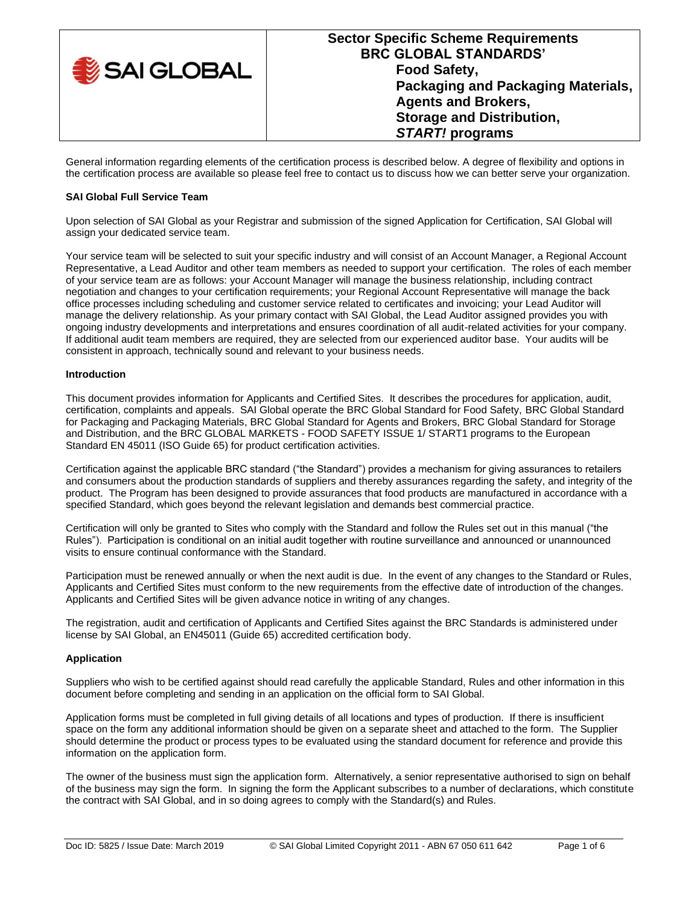# Sector Specific Scheme Requirements
## BRC GLOBAL STANDARDS'
## Food Safety, Packaging and Packaging Materials, Agents and Brokers, Storage and Distribution, *START!* programs

General information regarding elements of the certification process is described below. A degree of flexibility and options in the certification process are available so please feel free to contact us to discuss how we can better serve your organization.

**SAI Global Full Service Team**

Upon selection of SAI Global as your Registrar and submission of the signed Application for Certification, SAI Global will assign your dedicated service team.

Your service team will be selected to suit your specific industry and will consist of an Account Manager, a Regional Account Representative, a Lead Auditor and other team members as needed to support your certification. The roles of each member of your service team are as follows: your Account Manager will manage the business relationship, including contract negotiation and changes to your certification requirements; your Regional Account Representative will manage the back office processes including scheduling and customer service related to certificates and invoicing; your Lead Auditor will manage the delivery relationship. As your primary contact with SAI Global, the Lead Auditor assigned provides you with ongoing industry developments and interpretations and ensures coordination of all audit-related activities for your company. If additional audit team members are required, they are selected from our experienced auditor base. Your audits will be consistent in approach, technically sound and relevant to your business needs.

**Introduction**

This document provides information for Applicants and Certified Sites. It describes the procedures for application, audit, certification, complaints and appeals. SAI Global operate the BRC Global Standard for Food Safety, BRC Global Standard for Packaging and Packaging Materials, BRC Global Standard for Agents and Brokers, BRC Global Standard for Storage and Distribution, and the BRC GLOBAL MARKETS - FOOD SAFETY ISSUE 1/ START1 programs to the European Standard EN 45011 (ISO Guide 65) for product certification activities.

Certification against the applicable BRC standard ("the Standard") provides a mechanism for giving assurances to retailers and consumers about the production standards of suppliers and thereby assurances regarding the safety, and integrity of the product. The Program has been designed to provide assurances that food products are manufactured in accordance with a specified Standard, which goes beyond the relevant legislation and demands best commercial practice.

Certification will only be granted to Sites who comply with the Standard and follow the Rules set out in this manual ("the Rules"). Participation is conditional on an initial audit together with routine surveillance and announced or unannounced visits to ensure continual conformance with the Standard.

Participation must be renewed annually or when the next audit is due. In the event of any changes to the Standard or Rules, Applicants and Certified Sites must conform to the new requirements from the effective date of introduction of the changes. Applicants and Certified Sites will be given advance notice in writing of any changes.

The registration, audit and certification of Applicants and Certified Sites against the BRC Standards is administered under license by SAI Global, an EN45011 (Guide 65) accredited certification body.

**Application**

Suppliers who wish to be certified against should read carefully the applicable Standard, Rules and other information in this document before completing and sending in an application on the official form to SAI Global.

Application forms must be completed in full giving details of all locations and types of production. If there is insufficient space on the form any additional information should be given on a separate sheet and attached to the form. The Supplier should determine the product or process types to be evaluated using the standard document for reference and provide this information on the application form.

The owner of the business must sign the application form. Alternatively, a senior representative authorised to sign on behalf of the business may sign the form. In signing the form the Applicant subscribes to a number of declarations, which constitute the contract with SAI Global, and in so doing agrees to comply with the Standard(s) and Rules.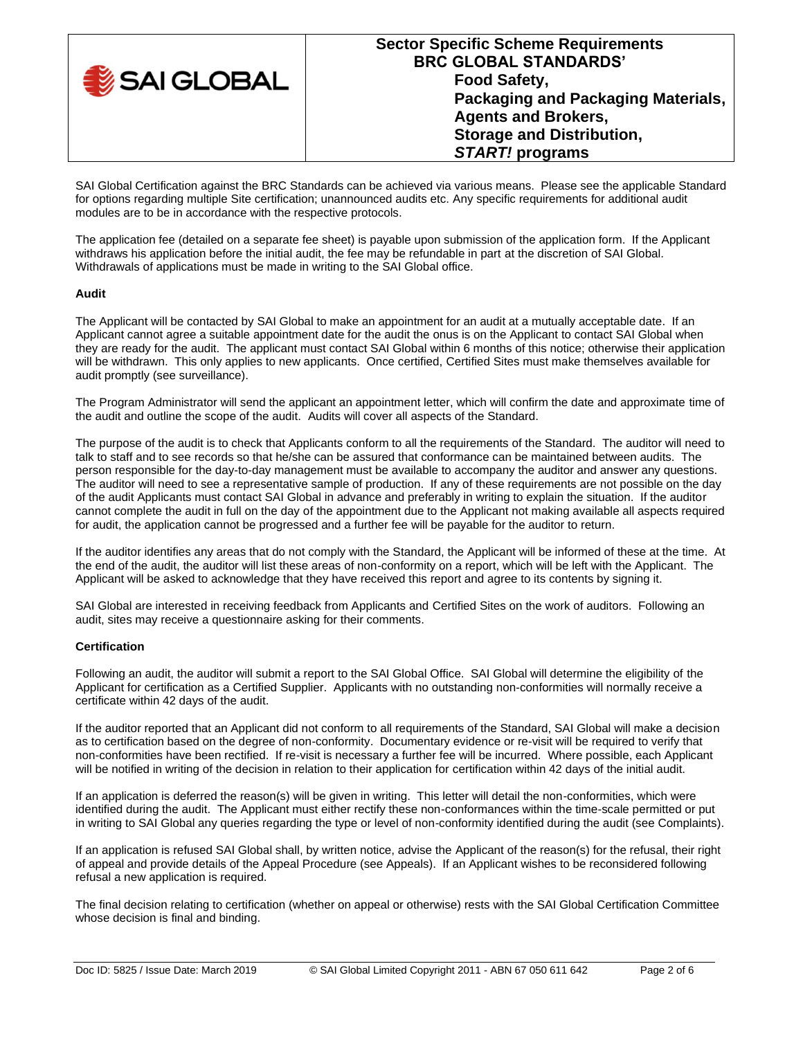SAI Global Certification against the BRC Standards can be achieved via various means. Please see the applicable Standard for options regarding multiple Site certification; unannounced audits etc. Any specific requirements for additional audit modules are to be in accordance with the respective protocols.

The application fee (detailed on a separate fee sheet) is payable upon submission of the application form. If the Applicant withdraws his application before the initial audit, the fee may be refundable in part at the discretion of SAI Global. Withdrawals of applications must be made in writing to the SAI Global office.

**Audit**

The Applicant will be contacted by SAI Global to make an appointment for an audit at a mutually acceptable date. If an Applicant cannot agree a suitable appointment date for the audit the onus is on the Applicant to contact SAI Global when they are ready for the audit. The applicant must contact SAI Global within 6 months of this notice; otherwise their application will be withdrawn. This only applies to new applicants. Once certified, Certified Sites must make themselves available for audit promptly (see surveillance).

The Program Administrator will send the applicant an appointment letter, which will confirm the date and approximate time of the audit and outline the scope of the audit. Audits will cover all aspects of the Standard.

The purpose of the audit is to check that Applicants conform to all the requirements of the Standard. The auditor will need to talk to staff and to see records so that he/she can be assured that conformance can be maintained between audits. The person responsible for the day-to-day management must be available to accompany the auditor and answer any questions. The auditor will need to see a representative sample of production. If any of these requirements are not possible on the day of the audit Applicants must contact SAI Global in advance and preferably in writing to explain the situation. If the auditor cannot complete the audit in full on the day of the appointment due to the Applicant not making available all aspects required for audit, the application cannot be progressed and a further fee will be payable for the auditor to return.

If the auditor identifies any areas that do not comply with the Standard, the Applicant will be informed of these at the time. At the end of the audit, the auditor will list these areas of non-conformity on a report, which will be left with the Applicant. The Applicant will be asked to acknowledge that they have received this report and agree to its contents by signing it.

SAI Global are interested in receiving feedback from Applicants and Certified Sites on the work of auditors. Following an audit, sites may receive a questionnaire asking for their comments.

**Certification**

Following an audit, the auditor will submit a report to the SAI Global Office. SAI Global will determine the eligibility of the Applicant for certification as a Certified Supplier. Applicants with no outstanding non-conformities will normally receive a certificate within 42 days of the audit.

If the auditor reported that an Applicant did not conform to all requirements of the Standard, SAI Global will make a decision as to certification based on the degree of non-conformity. Documentary evidence or re-visit will be required to verify that non-conformities have been rectified. If re-visit is necessary a further fee will be incurred. Where possible, each Applicant will be notified in writing of the decision in relation to their application for certification within 42 days of the initial audit.

If an application is deferred the reason(s) will be given in writing. This letter will detail the non-conformities, which were identified during the audit. The Applicant must either rectify these non-conformances within the time-scale permitted or put in writing to SAI Global any queries regarding the type or level of non-conformity identified during the audit (see Complaints).

If an application is refused SAI Global shall, by written notice, advise the Applicant of the reason(s) for the refusal, their right of appeal and provide details of the Appeal Procedure (see Appeals). If an Applicant wishes to be reconsidered following refusal a new application is required.

The final decision relating to certification (whether on appeal or otherwise) rests with the SAI Global Certification Committee whose decision is final and binding.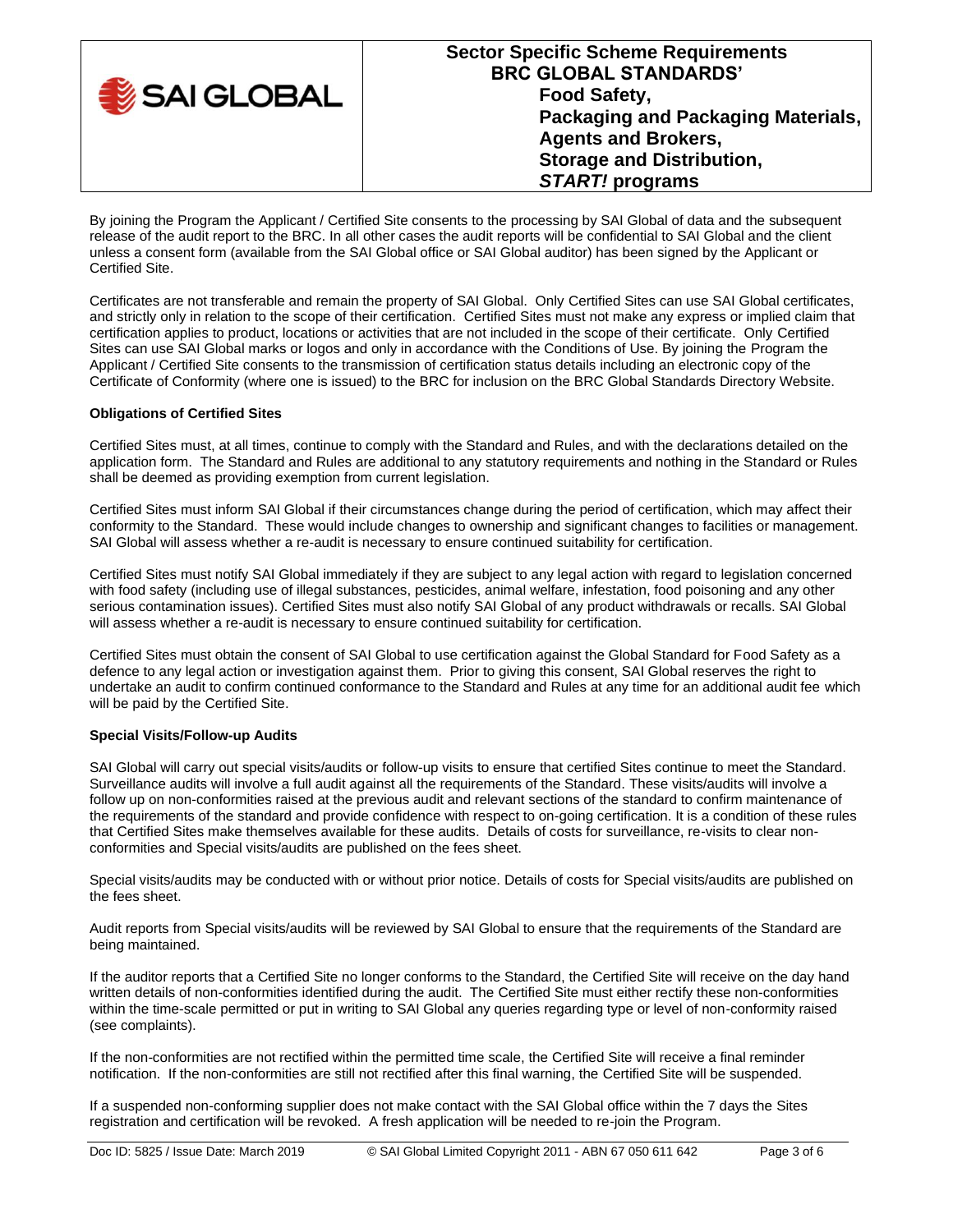By joining the Program the Applicant / Certified Site consents to the processing by SAI Global of data and the subsequent release of the audit report to the BRC. In all other cases the audit reports will be confidential to SAI Global and the client unless a consent form (available from the SAI Global office or SAI Global auditor) has been signed by the Applicant or Certified Site.

Certificates are not transferable and remain the property of SAI Global. Only Certified Sites can use SAI Global certificates, and strictly only in relation to the scope of their certification. Certified Sites must not make any express or implied claim that certification applies to product, locations or activities that are not included in the scope of their certificate. Only Certified Sites can use SAI Global marks or logos and only in accordance with the Conditions of Use. By joining the Program the Applicant / Certified Site consents to the transmission of certification status details including an electronic copy of the Certificate of Conformity (where one is issued) to the BRC for inclusion on the BRC Global Standards Directory Website.

**Obligations of Certified Sites**

Certified Sites must, at all times, continue to comply with the Standard and Rules, and with the declarations detailed on the application form. The Standard and Rules are additional to any statutory requirements and nothing in the Standard or Rules shall be deemed as providing exemption from current legislation.

Certified Sites must inform SAI Global if their circumstances change during the period of certification, which may affect their conformity to the Standard. These would include changes to ownership and significant changes to facilities or management. SAI Global will assess whether a re-audit is necessary to ensure continued suitability for certification.

Certified Sites must notify SAI Global immediately if they are subject to any legal action with regard to legislation concerned with food safety (including use of illegal substances, pesticides, animal welfare, infestation, food poisoning and any other serious contamination issues). Certified Sites must also notify SAI Global of any product withdrawals or recalls. SAI Global will assess whether a re-audit is necessary to ensure continued suitability for certification.

Certified Sites must obtain the consent of SAI Global to use certification against the Global Standard for Food Safety as a defence to any legal action or investigation against them. Prior to giving this consent, SAI Global reserves the right to undertake an audit to confirm continued conformance to the Standard and Rules at any time for an additional audit fee which will be paid by the Certified Site.

**Special Visits/Follow-up Audits**

SAI Global will carry out special visits/audits or follow-up visits to ensure that certified Sites continue to meet the Standard. Surveillance audits will involve a full audit against all the requirements of the Standard. These visits/audits will involve a follow up on non-conformities raised at the previous audit and relevant sections of the standard to confirm maintenance of the requirements of the standard and provide confidence with respect to on-going certification. It is a condition of these rules that Certified Sites make themselves available for these audits. Details of costs for surveillance, re-visits to clear non-conformities and Special visits/audits are published on the fees sheet.

Special visits/audits may be conducted with or without prior notice. Details of costs for Special visits/audits are published on the fees sheet.

Audit reports from Special visits/audits will be reviewed by SAI Global to ensure that the requirements of the Standard are being maintained.

If the auditor reports that a Certified Site no longer conforms to the Standard, the Certified Site will receive on the day hand written details of non-conformities identified during the audit. The Certified Site must either rectify these non-conformities within the time-scale permitted or put in writing to SAI Global any queries regarding type or level of non-conformity raised (see complaints).

If the non-conformities are not rectified within the permitted time scale, the Certified Site will receive a final reminder notification. If the non-conformities are still not rectified after this final warning, the Certified Site will be suspended.

If a suspended non-conforming supplier does not make contact with the SAI Global office within the 7 days the Sites registration and certification will be revoked. A fresh application will be needed to re-join the Program.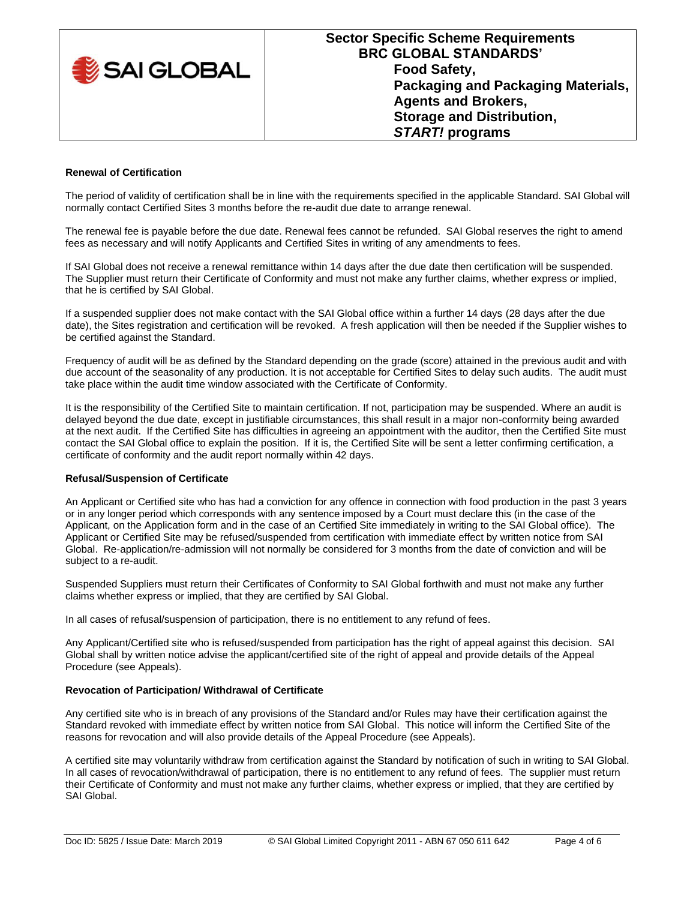**Renewal of Certification**

The period of validity of certification shall be in line with the requirements specified in the applicable Standard. SAI Global will normally contact Certified Sites 3 months before the re-audit due date to arrange renewal.

The renewal fee is payable before the due date. Renewal fees cannot be refunded. SAI Global reserves the right to amend fees as necessary and will notify Applicants and Certified Sites in writing of any amendments to fees.

If SAI Global does not receive a renewal remittance within 14 days after the due date then certification will be suspended. The Supplier must return their Certificate of Conformity and must not make any further claims, whether express or implied, that he is certified by SAI Global.

If a suspended supplier does not make contact with the SAI Global office within a further 14 days (28 days after the due date), the Sites registration and certification will be revoked. A fresh application will then be needed if the Supplier wishes to be certified against the Standard.

Frequency of audit will be as defined by the Standard depending on the grade (score) attained in the previous audit and with due account of the seasonality of any production. It is not acceptable for Certified Sites to delay such audits. The audit must take place within the audit time window associated with the Certificate of Conformity.

It is the responsibility of the Certified Site to maintain certification. If not, participation may be suspended. Where an audit is delayed beyond the due date, except in justifiable circumstances, this shall result in a major non-conformity being awarded at the next audit. If the Certified Site has difficulties in agreeing an appointment with the auditor, then the Certified Site must contact the SAI Global office to explain the position. If it is, the Certified Site will be sent a letter confirming certification, a certificate of conformity and the audit report normally within 42 days.

**Refusal/Suspension of Certificate**

An Applicant or Certified site who has had a conviction for any offence in connection with food production in the past 3 years or in any longer period which corresponds with any sentence imposed by a Court must declare this (in the case of the Applicant, on the Application form and in the case of an Certified Site immediately in writing to the SAI Global office). The Applicant or Certified Site may be refused/suspended from certification with immediate effect by written notice from SAI Global. Re-application/re-admission will not normally be considered for 3 months from the date of conviction and will be subject to a re-audit.

Suspended Suppliers must return their Certificates of Conformity to SAI Global forthwith and must not make any further claims whether express or implied, that they are certified by SAI Global.

In all cases of refusal/suspension of participation, there is no entitlement to any refund of fees.

Any Applicant/Certified site who is refused/suspended from participation has the right of appeal against this decision. SAI Global shall by written notice advise the applicant/certified site of the right of appeal and provide details of the Appeal Procedure (see Appeals).

**Revocation of Participation/ Withdrawal of Certificate**

Any certified site who is in breach of any provisions of the Standard and/or Rules may have their certification against the Standard revoked with immediate effect by written notice from SAI Global. This notice will inform the Certified Site of the reasons for revocation and will also provide details of the Appeal Procedure (see Appeals).

A certified site may voluntarily withdraw from certification against the Standard by notification of such in writing to SAI Global. In all cases of revocation/withdrawal of participation, there is no entitlement to any refund of fees. The supplier must return their Certificate of Conformity and must not make any further claims, whether express or implied, that they are certified by SAI Global.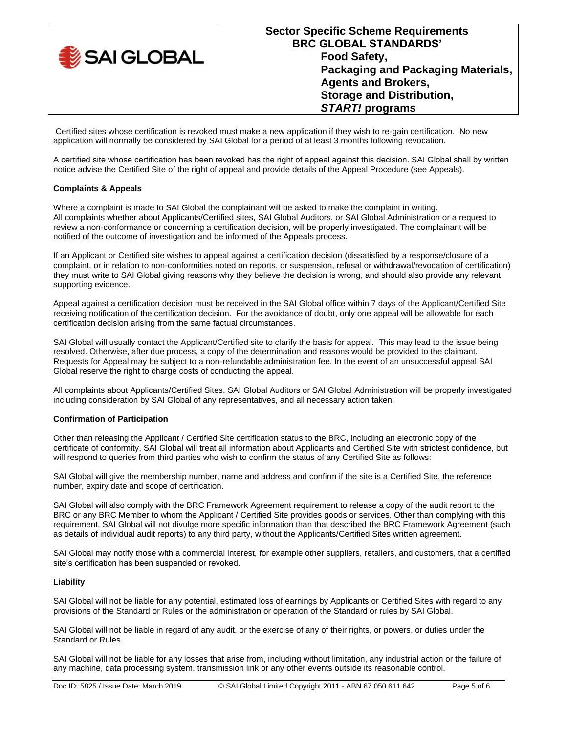Certified sites whose certification is revoked must make a new application if they wish to re-gain certification. No new application will normally be considered by SAI Global for a period of at least 3 months following revocation.

A certified site whose certification has been revoked has the right of appeal against this decision. SAI Global shall by written notice advise the Certified Site of the right of appeal and provide details of the Appeal Procedure (see Appeals).

**Complaints & Appeals**

Where a complaint is made to SAI Global the complainant will be asked to make the complaint in writing. All complaints whether about Applicants/Certified sites, SAI Global Auditors, or SAI Global Administration or a request to review a non-conformance or concerning a certification decision, will be properly investigated. The complainant will be notified of the outcome of investigation and be informed of the Appeals process.

If an Applicant or Certified site wishes to appeal against a certification decision (dissatisfied by a response/closure of a complaint, or in relation to non-conformities noted on reports, or suspension, refusal or withdrawal/revocation of certification) they must write to SAI Global giving reasons why they believe the decision is wrong, and should also provide any relevant supporting evidence.

Appeal against a certification decision must be received in the SAI Global office within 7 days of the Applicant/Certified Site receiving notification of the certification decision. For the avoidance of doubt, only one appeal will be allowable for each certification decision arising from the same factual circumstances.

SAI Global will usually contact the Applicant/Certified site to clarify the basis for appeal. This may lead to the issue being resolved. Otherwise, after due process, a copy of the determination and reasons would be provided to the claimant. Requests for Appeal may be subject to a non-refundable administration fee. In the event of an unsuccessful appeal SAI Global reserve the right to charge costs of conducting the appeal.

All complaints about Applicants/Certified Sites, SAI Global Auditors or SAI Global Administration will be properly investigated including consideration by SAI Global of any representatives, and all necessary action taken.

**Confirmation of Participation**

Other than releasing the Applicant / Certified Site certification status to the BRC, including an electronic copy of the certificate of conformity, SAI Global will treat all information about Applicants and Certified Site with strictest confidence, but will respond to queries from third parties who wish to confirm the status of any Certified Site as follows:

SAI Global will give the membership number, name and address and confirm if the site is a Certified Site, the reference number, expiry date and scope of certification.

SAI Global will also comply with the BRC Framework Agreement requirement to release a copy of the audit report to the BRC or any BRC Member to whom the Applicant / Certified Site provides goods or services. Other than complying with this requirement, SAI Global will not divulge more specific information than that described the BRC Framework Agreement (such as details of individual audit reports) to any third party, without the Applicants/Certified Sites written agreement.

SAI Global may notify those with a commercial interest, for example other suppliers, retailers, and customers, that a certified site's certification has been suspended or revoked.

**Liability**

SAI Global will not be liable for any potential, estimated loss of earnings by Applicants or Certified Sites with regard to any provisions of the Standard or Rules or the administration or operation of the Standard or rules by SAI Global.

SAI Global will not be liable in regard of any audit, or the exercise of any of their rights, or powers, or duties under the Standard or Rules.

SAI Global will not be liable for any losses that arise from, including without limitation, any industrial action or the failure of any machine, data processing system, transmission link or any other events outside its reasonable control.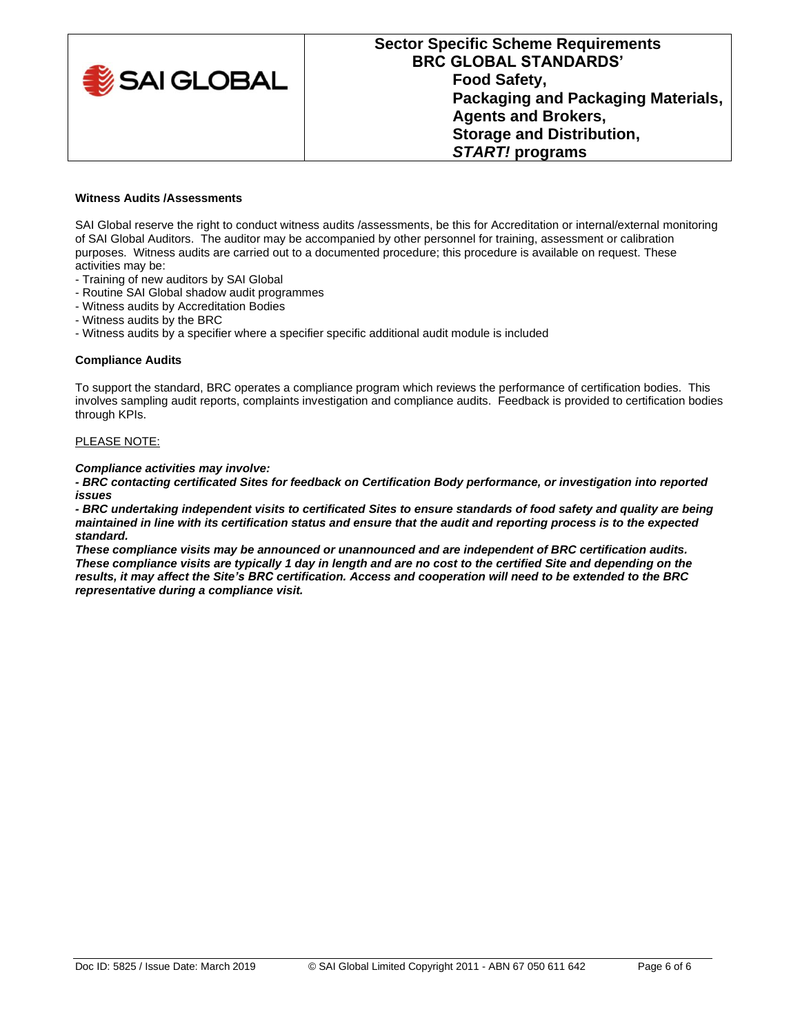### Witness Audits /Assessments

SAI Global reserve the right to conduct witness audits /assessments, be this for Accreditation or internal/external monitoring of SAI Global Auditors. The auditor may be accompanied by other personnel for training, assessment or calibration purposes. Witness audits are carried out to a documented procedure; this procedure is available on request. These activities may be:

- Training of new auditors by SAI Global
- Routine SAI Global shadow audit programmes
- Witness audits by Accreditation Bodies
- Witness audits by the BRC
- Witness audits by a specifier where a specifier specific additional audit module is included

### Compliance Audits

To support the standard, BRC operates a compliance program which reviews the performance of certification bodies. This involves sampling audit reports, complaints investigation and compliance audits. Feedback is provided to certification bodies through KPIs.

PLEASE NOTE:

***Compliance activities may involve:***

***- BRC contacting certificated Sites for feedback on Certification Body performance, or investigation into reported issues***

***- BRC undertaking independent visits to certificated Sites to ensure standards of food safety and quality are being maintained in line with its certification status and ensure that the audit and reporting process is to the expected standard.***

***These compliance visits may be announced or unannounced and are independent of BRC certification audits. These compliance visits are typically 1 day in length and are no cost to the certified Site and depending on the results, it may affect the Site's BRC certification. Access and cooperation will need to be extended to the BRC representative during a compliance visit.***